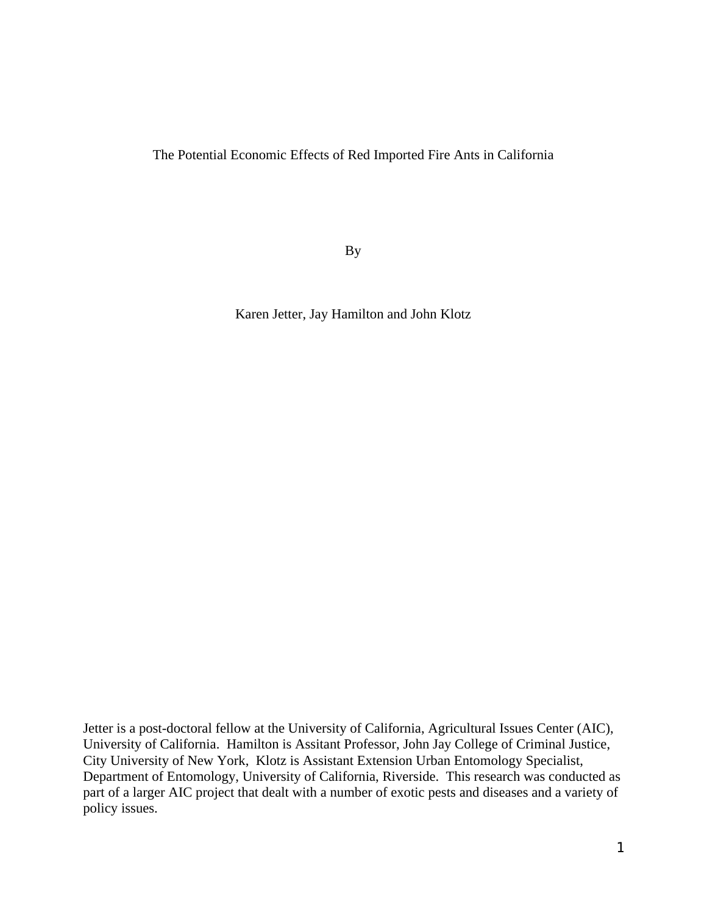# The Potential Economic Effects of Red Imported Fire Ants in California

By

Karen Jetter, Jay Hamilton and John Klotz

Jetter is a post-doctoral fellow at the University of California, Agricultural Issues Center (AIC), University of California. Hamilton is Assitant Professor, John Jay College of Criminal Justice, City University of New York, Klotz is Assistant Extension Urban Entomology Specialist, Department of Entomology, University of California, Riverside. This research was conducted as part of a larger AIC project that dealt with a number of exotic pests and diseases and a variety of policy issues.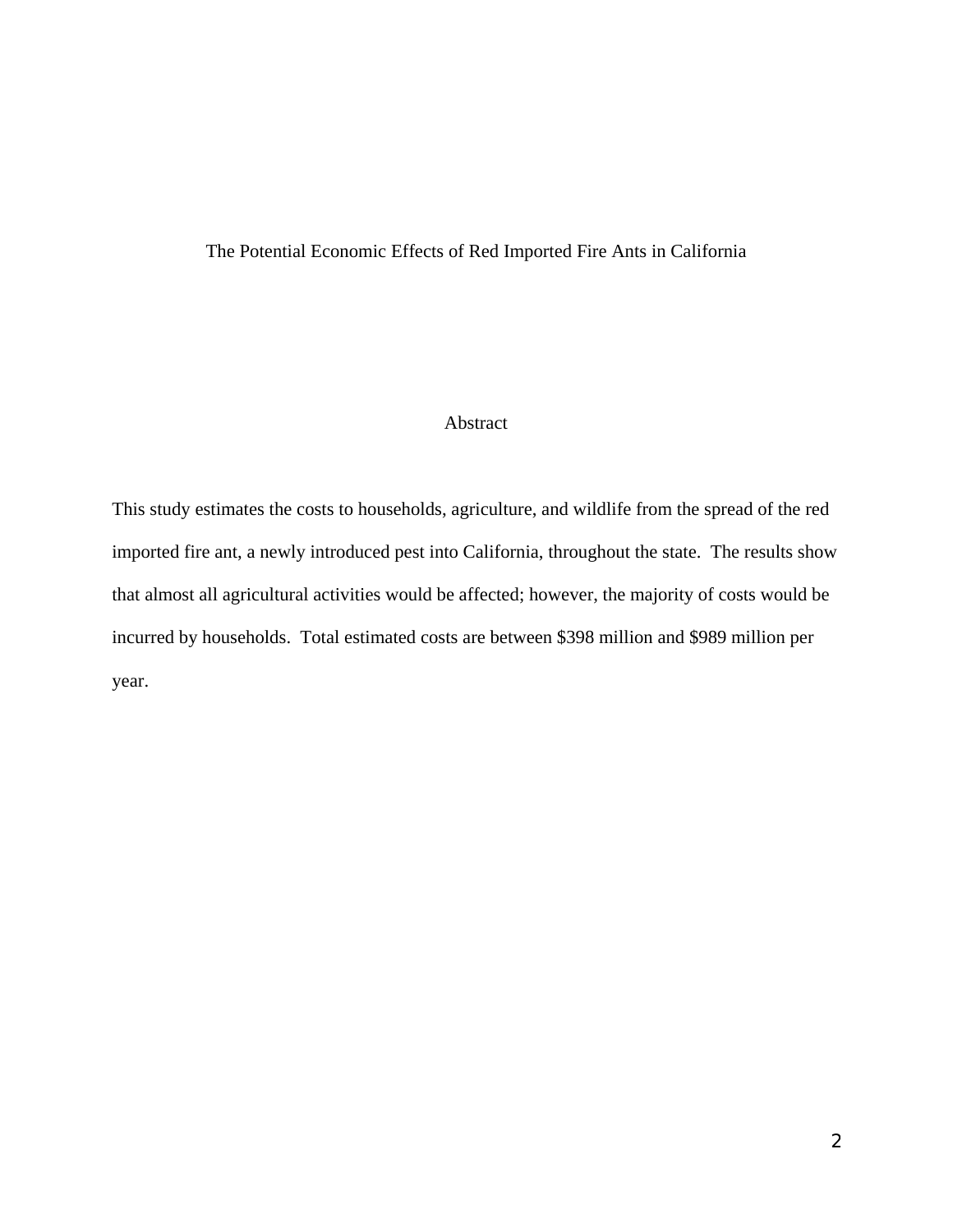# The Potential Economic Effects of Red Imported Fire Ants in California

## Abstract

This study estimates the costs to households, agriculture, and wildlife from the spread of the red imported fire ant, a newly introduced pest into California, throughout the state. The results show that almost all agricultural activities would be affected; however, the majority of costs would be incurred by households. Total estimated costs are between $398 million and $989 million per year.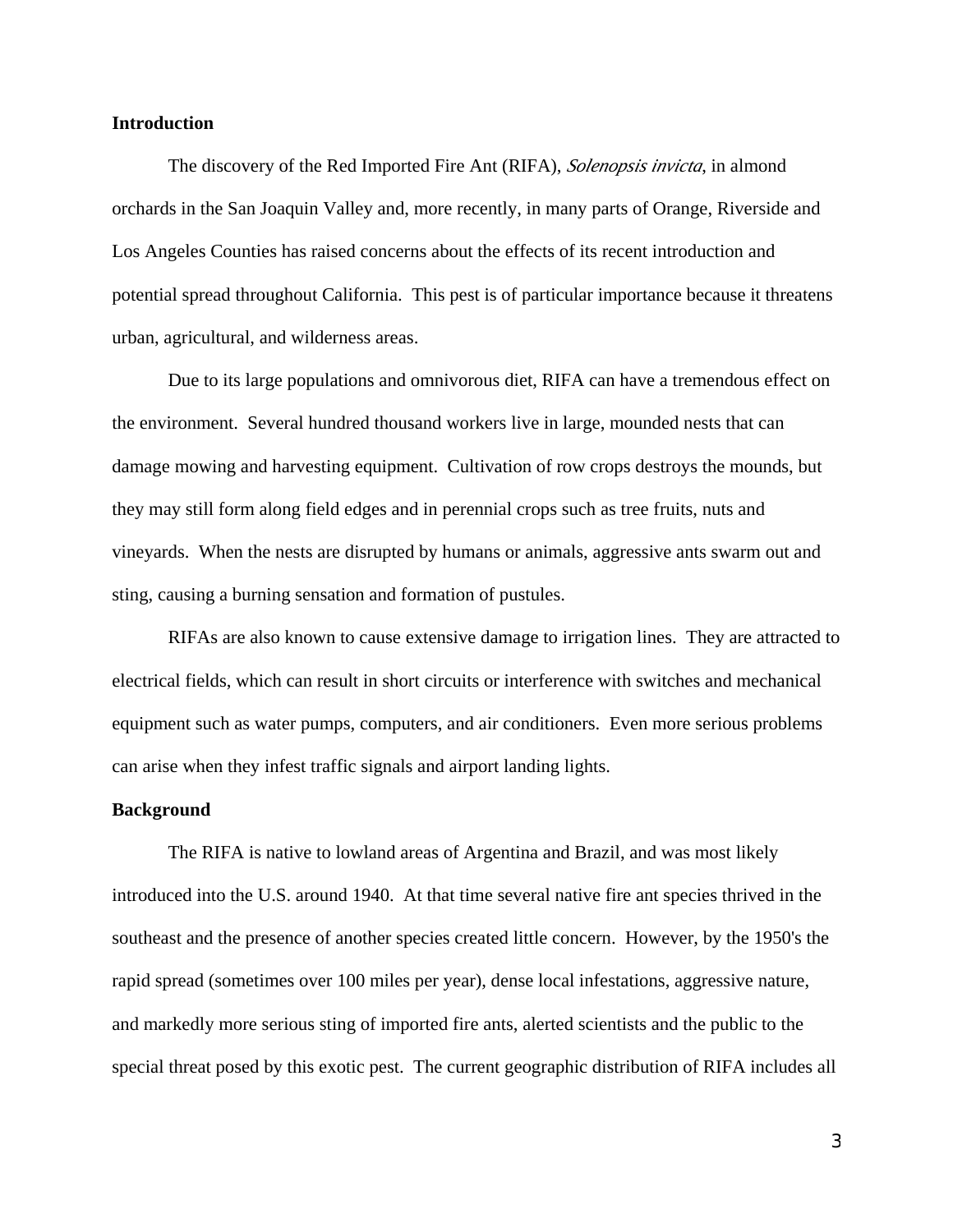## Introduction

The discovery of the Red Imported Fire Ant (RIFA), *Solenopsis invicta*, in almond orchards in the San Joaquin Valley and, more recently, in many parts of Orange, Riverside and Los Angeles Counties has raised concerns about the effects of its recent introduction and potential spread throughout California. This pest is of particular importance because it threatens urban, agricultural, and wilderness areas.

Due to its large populations and omnivorous diet, RIFA can have a tremendous effect on the environment. Several hundred thousand workers live in large, mounded nests that can damage mowing and harvesting equipment. Cultivation of row crops destroys the mounds, but they may still form along field edges and in perennial crops such as tree fruits, nuts and vineyards. When the nests are disrupted by humans or animals, aggressive ants swarm out and sting, causing a burning sensation and formation of pustules.

RIFAs are also known to cause extensive damage to irrigation lines. They are attracted to electrical fields, which can result in short circuits or interference with switches and mechanical equipment such as water pumps, computers, and air conditioners. Even more serious problems can arise when they infest traffic signals and airport landing lights.

## Background

The RIFA is native to lowland areas of Argentina and Brazil, and was most likely introduced into the U.S. around 1940. At that time several native fire ant species thrived in the southeast and the presence of another species created little concern. However, by the 1950's the rapid spread (sometimes over 100 miles per year), dense local infestations, aggressive nature, and markedly more serious sting of imported fire ants, alerted scientists and the public to the special threat posed by this exotic pest. The current geographic distribution of RIFA includes all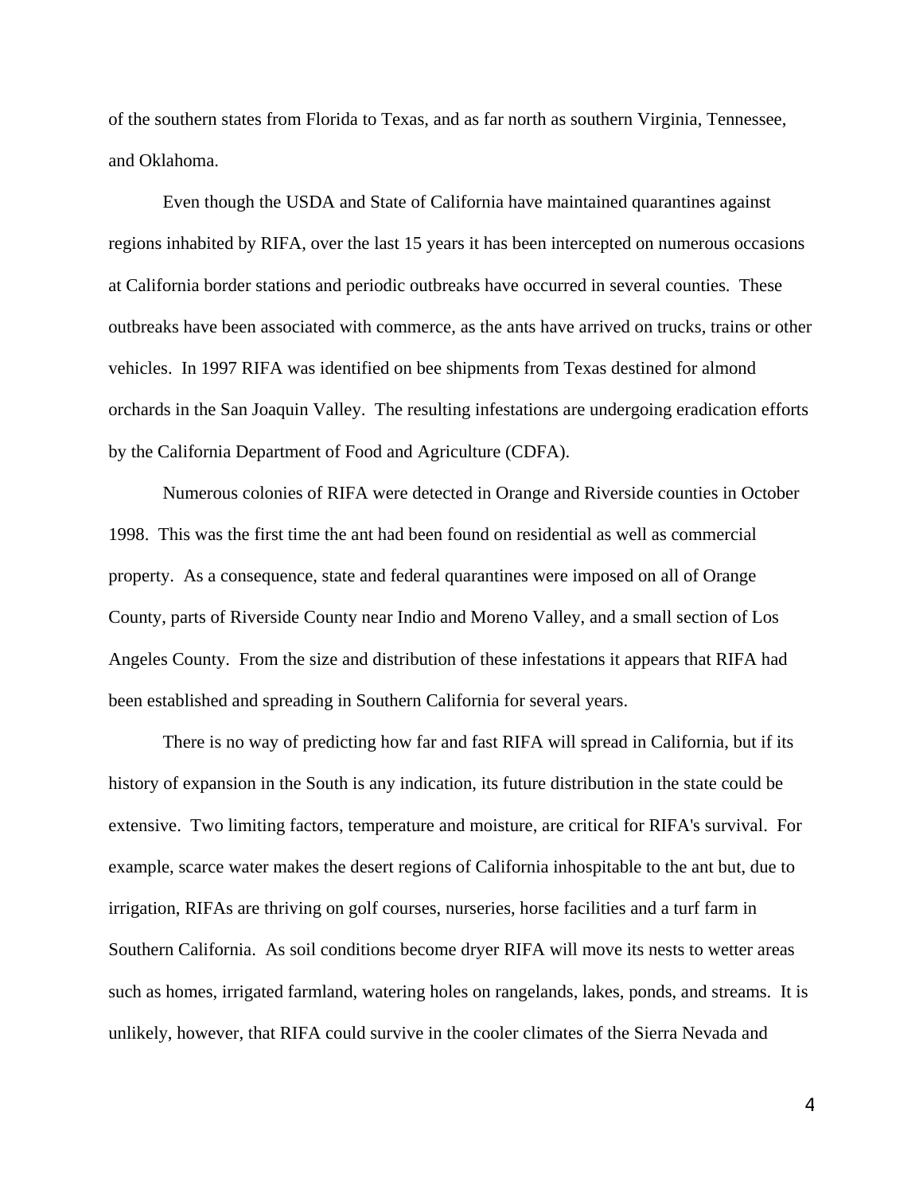of the southern states from Florida to Texas, and as far north as southern Virginia, Tennessee, and Oklahoma.

Even though the USDA and State of California have maintained quarantines against regions inhabited by RIFA, over the last 15 years it has been intercepted on numerous occasions at California border stations and periodic outbreaks have occurred in several counties. These outbreaks have been associated with commerce, as the ants have arrived on trucks, trains or other vehicles. In 1997 RIFA was identified on bee shipments from Texas destined for almond orchards in the San Joaquin Valley. The resulting infestations are undergoing eradication efforts by the California Department of Food and Agriculture (CDFA).

Numerous colonies of RIFA were detected in Orange and Riverside counties in October 1998. This was the first time the ant had been found on residential as well as commercial property. As a consequence, state and federal quarantines were imposed on all of Orange County, parts of Riverside County near Indio and Moreno Valley, and a small section of Los Angeles County. From the size and distribution of these infestations it appears that RIFA had been established and spreading in Southern California for several years.

There is no way of predicting how far and fast RIFA will spread in California, but if its history of expansion in the South is any indication, its future distribution in the state could be extensive. Two limiting factors, temperature and moisture, are critical for RIFA's survival. For example, scarce water makes the desert regions of California inhospitable to the ant but, due to irrigation, RIFAs are thriving on golf courses, nurseries, horse facilities and a turf farm in Southern California. As soil conditions become dryer RIFA will move its nests to wetter areas such as homes, irrigated farmland, watering holes on rangelands, lakes, ponds, and streams. It is unlikely, however, that RIFA could survive in the cooler climates of the Sierra Nevada and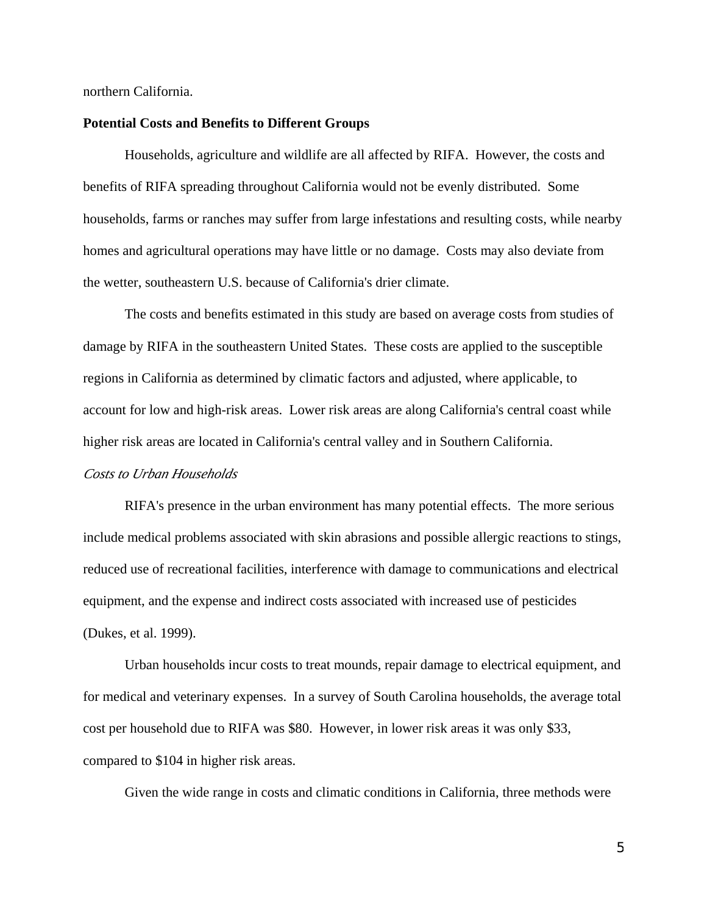northern California.

**Potential Costs and Benefits to Different Groups**

Households, agriculture and wildlife are all affected by RIFA. However, the costs and benefits of RIFA spreading throughout California would not be evenly distributed. Some households, farms or ranches may suffer from large infestations and resulting costs, while nearby homes and agricultural operations may have little or no damage. Costs may also deviate from the wetter, southeastern U.S. because of California's drier climate.

The costs and benefits estimated in this study are based on average costs from studies of damage by RIFA in the southeastern United States. These costs are applied to the susceptible regions in California as determined by climatic factors and adjusted, where applicable, to account for low and high-risk areas. Lower risk areas are along California's central coast while higher risk areas are located in California's central valley and in Southern California.

*Costs to Urban Households*

RIFA's presence in the urban environment has many potential effects. The more serious include medical problems associated with skin abrasions and possible allergic reactions to stings, reduced use of recreational facilities, interference with damage to communications and electrical equipment, and the expense and indirect costs associated with increased use of pesticides (Dukes, et al. 1999).

Urban households incur costs to treat mounds, repair damage to electrical equipment, and for medical and veterinary expenses. In a survey of South Carolina households, the average total cost per household due to RIFA was $80. However, in lower risk areas it was only $33, compared to $104 in higher risk areas.

Given the wide range in costs and climatic conditions in California, three methods were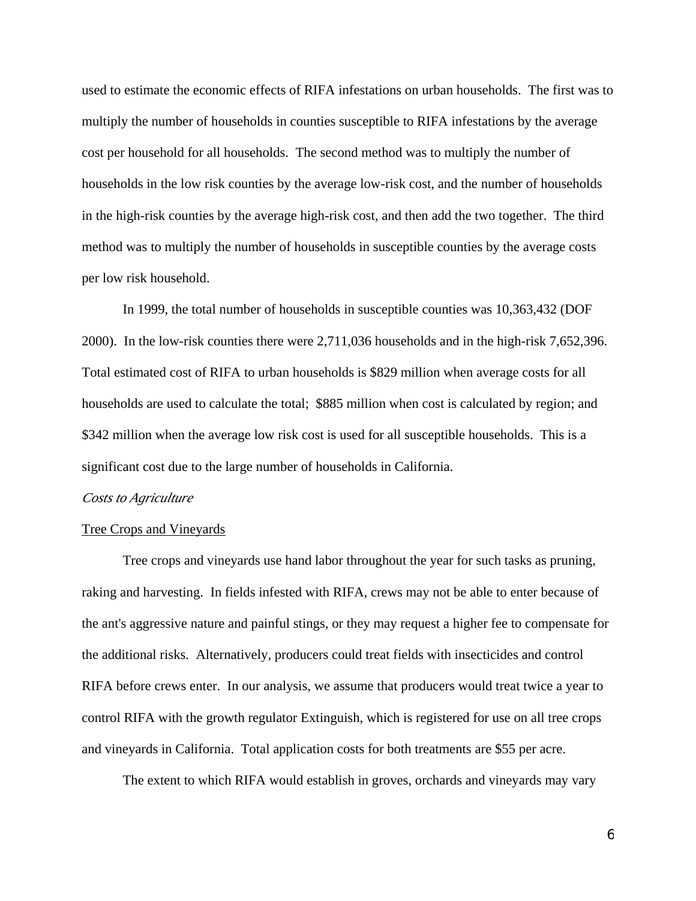used to estimate the economic effects of RIFA infestations on urban households. The first was to multiply the number of households in counties susceptible to RIFA infestations by the average cost per household for all households. The second method was to multiply the number of households in the low risk counties by the average low-risk cost, and the number of households in the high-risk counties by the average high-risk cost, and then add the two together. The third method was to multiply the number of households in susceptible counties by the average costs per low risk household.

In 1999, the total number of households in susceptible counties was 10,363,432 (DOF 2000). In the low-risk counties there were 2,711,036 households and in the high-risk 7,652,396. Total estimated cost of RIFA to urban households is $829 million when average costs for all households are used to calculate the total; $885 million when cost is calculated by region; and $342 million when the average low risk cost is used for all susceptible households. This is a significant cost due to the large number of households in California.

*Costs to Agriculture*

<u>Tree Crops and Vineyards</u>

Tree crops and vineyards use hand labor throughout the year for such tasks as pruning, raking and harvesting. In fields infested with RIFA, crews may not be able to enter because of the ant's aggressive nature and painful stings, or they may request a higher fee to compensate for the additional risks. Alternatively, producers could treat fields with insecticides and control RIFA before crews enter. In our analysis, we assume that producers would treat twice a year to control RIFA with the growth regulator Extinguish, which is registered for use on all tree crops and vineyards in California. Total application costs for both treatments are $55 per acre.

The extent to which RIFA would establish in groves, orchards and vineyards may vary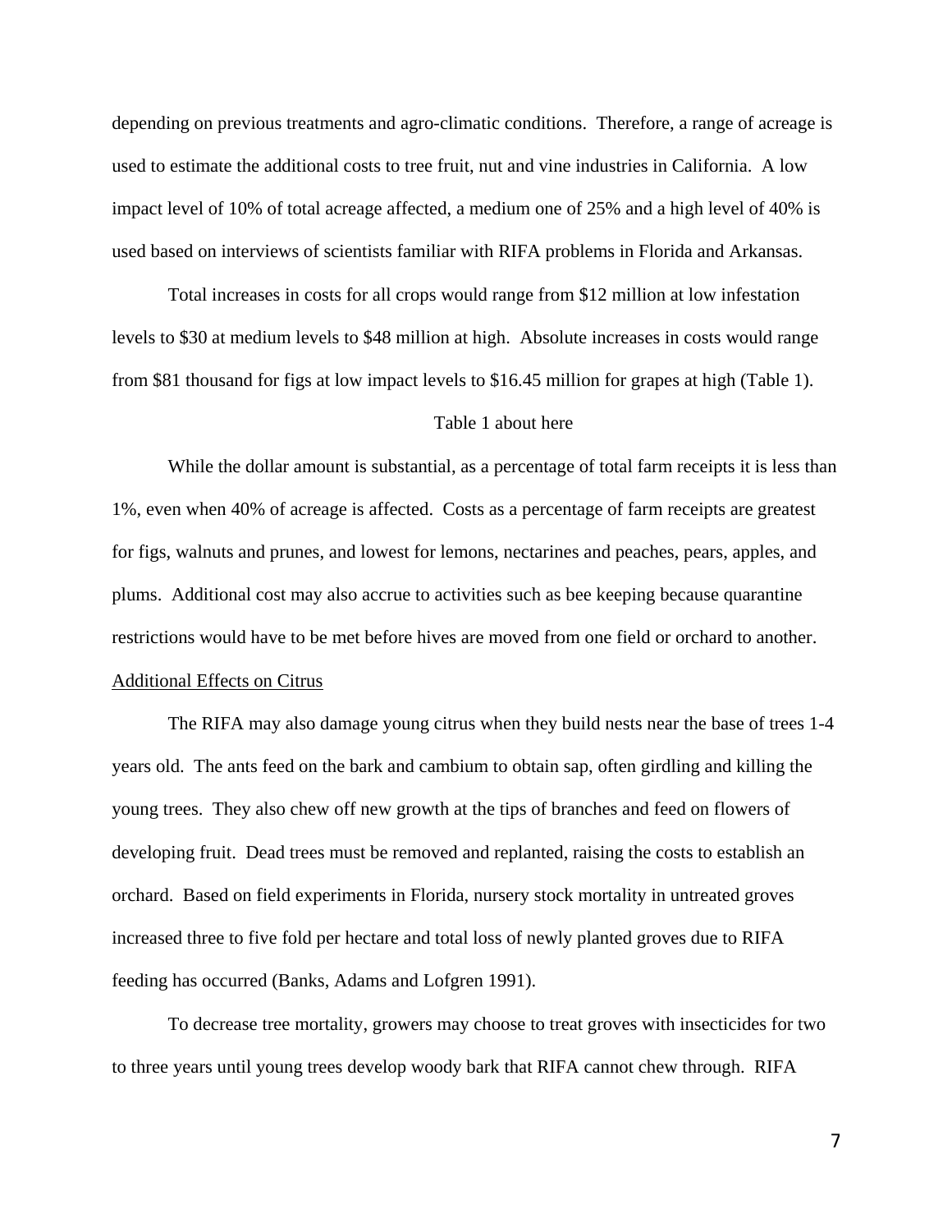depending on previous treatments and agro-climatic conditions. Therefore, a range of acreage is used to estimate the additional costs to tree fruit, nut and vine industries in California. A low impact level of 10% of total acreage affected, a medium one of 25% and a high level of 40% is used based on interviews of scientists familiar with RIFA problems in Florida and Arkansas.

Total increases in costs for all crops would range from $12 million at low infestation levels to $30 at medium levels to $48 million at high. Absolute increases in costs would range from $81 thousand for figs at low impact levels to $16.45 million for grapes at high (Table 1).

Table 1 about here

While the dollar amount is substantial, as a percentage of total farm receipts it is less than 1%, even when 40% of acreage is affected. Costs as a percentage of farm receipts are greatest for figs, walnuts and prunes, and lowest for lemons, nectarines and peaches, pears, apples, and plums. Additional cost may also accrue to activities such as bee keeping because quarantine restrictions would have to be met before hives are moved from one field or orchard to another.

Additional Effects on Citrus

The RIFA may also damage young citrus when they build nests near the base of trees 1-4 years old. The ants feed on the bark and cambium to obtain sap, often girdling and killing the young trees. They also chew off new growth at the tips of branches and feed on flowers of developing fruit. Dead trees must be removed and replanted, raising the costs to establish an orchard. Based on field experiments in Florida, nursery stock mortality in untreated groves increased three to five fold per hectare and total loss of newly planted groves due to RIFA feeding has occurred (Banks, Adams and Lofgren 1991).

To decrease tree mortality, growers may choose to treat groves with insecticides for two to three years until young trees develop woody bark that RIFA cannot chew through. RIFA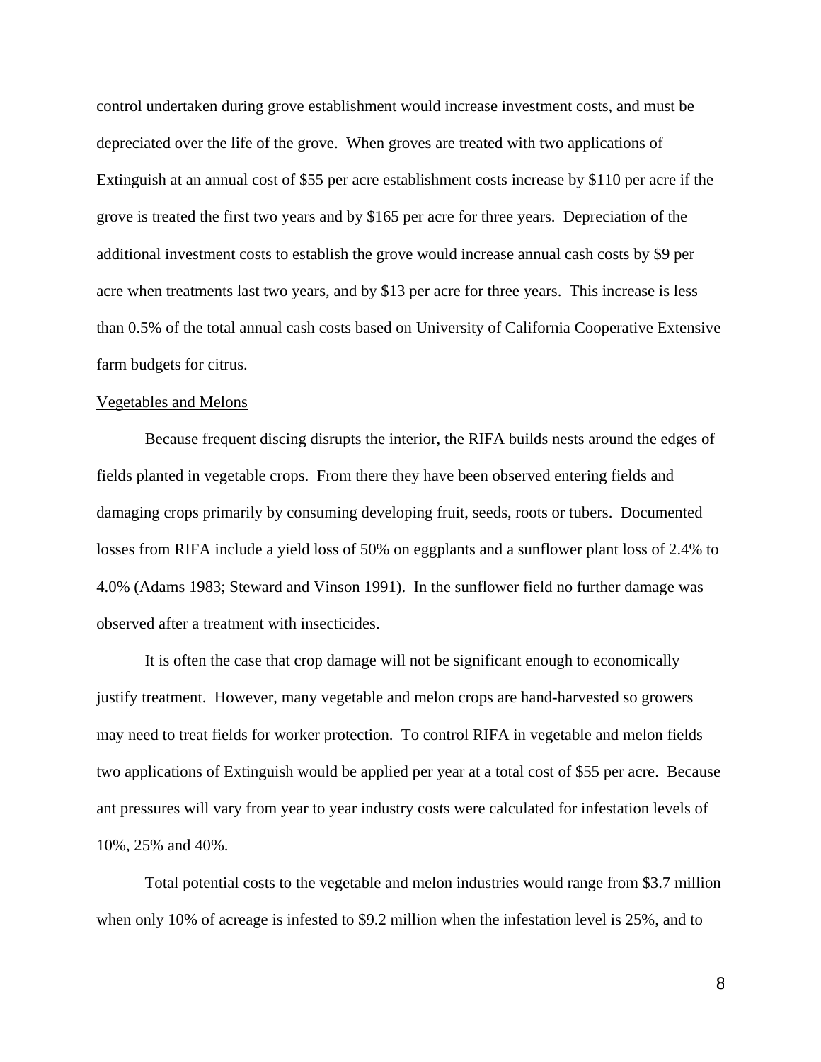control undertaken during grove establishment would increase investment costs, and must be depreciated over the life of the grove. When groves are treated with two applications of Extinguish at an annual cost of $55 per acre establishment costs increase by $110 per acre if the grove is treated the first two years and by $165 per acre for three years. Depreciation of the additional investment costs to establish the grove would increase annual cash costs by $9 per acre when treatments last two years, and by $13 per acre for three years. This increase is less than 0.5% of the total annual cash costs based on University of California Cooperative Extensive farm budgets for citrus.

<u>Vegetables and Melons</u>

Because frequent discing disrupts the interior, the RIFA builds nests around the edges of fields planted in vegetable crops. From there they have been observed entering fields and damaging crops primarily by consuming developing fruit, seeds, roots or tubers. Documented losses from RIFA include a yield loss of 50% on eggplants and a sunflower plant loss of 2.4% to 4.0% (Adams 1983; Steward and Vinson 1991). In the sunflower field no further damage was observed after a treatment with insecticides.

It is often the case that crop damage will not be significant enough to economically justify treatment. However, many vegetable and melon crops are hand-harvested so growers may need to treat fields for worker protection. To control RIFA in vegetable and melon fields two applications of Extinguish would be applied per year at a total cost of $55 per acre. Because ant pressures will vary from year to year industry costs were calculated for infestation levels of 10%, 25% and 40%.

Total potential costs to the vegetable and melon industries would range from $3.7 million when only 10% of acreage is infested to $9.2 million when the infestation level is 25%, and to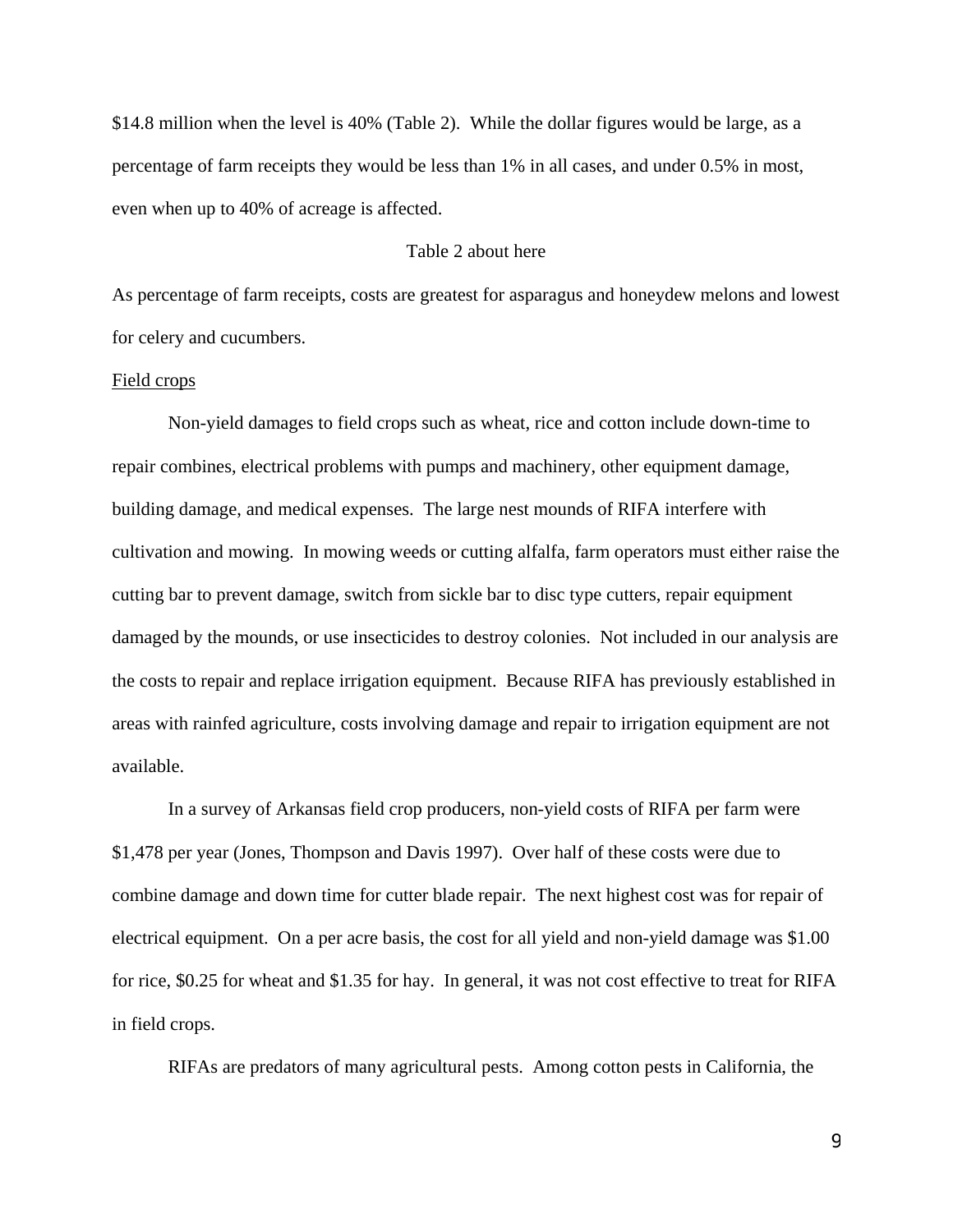$14.8 million when the level is 40% (Table 2). While the dollar figures would be large, as a percentage of farm receipts they would be less than 1% in all cases, and under 0.5% in most, even when up to 40% of acreage is affected.

Table 2 about here

As percentage of farm receipts, costs are greatest for asparagus and honeydew melons and lowest for celery and cucumbers.

<u>Field crops</u>

Non-yield damages to field crops such as wheat, rice and cotton include down-time to repair combines, electrical problems with pumps and machinery, other equipment damage, building damage, and medical expenses. The large nest mounds of RIFA interfere with cultivation and mowing. In mowing weeds or cutting alfalfa, farm operators must either raise the cutting bar to prevent damage, switch from sickle bar to disc type cutters, repair equipment damaged by the mounds, or use insecticides to destroy colonies. Not included in our analysis are the costs to repair and replace irrigation equipment. Because RIFA has previously established in areas with rainfed agriculture, costs involving damage and repair to irrigation equipment are not available.

In a survey of Arkansas field crop producers, non-yield costs of RIFA per farm were $1,478 per year (Jones, Thompson and Davis 1997). Over half of these costs were due to combine damage and down time for cutter blade repair. The next highest cost was for repair of electrical equipment. On a per acre basis, the cost for all yield and non-yield damage was $1.00 for rice, $0.25 for wheat and $1.35 for hay. In general, it was not cost effective to treat for RIFA in field crops.

RIFAs are predators of many agricultural pests. Among cotton pests in California, the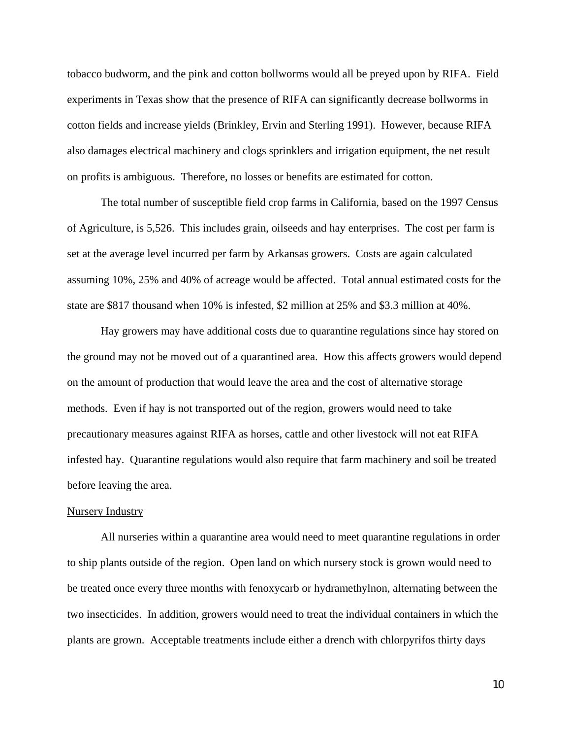tobacco budworm, and the pink and cotton bollworms would all be preyed upon by RIFA. Field experiments in Texas show that the presence of RIFA can significantly decrease bollworms in cotton fields and increase yields (Brinkley, Ervin and Sterling 1991). However, because RIFA also damages electrical machinery and clogs sprinklers and irrigation equipment, the net result on profits is ambiguous. Therefore, no losses or benefits are estimated for cotton.

The total number of susceptible field crop farms in California, based on the 1997 Census of Agriculture, is 5,526. This includes grain, oilseeds and hay enterprises. The cost per farm is set at the average level incurred per farm by Arkansas growers. Costs are again calculated assuming 10%, 25% and 40% of acreage would be affected. Total annual estimated costs for the state are $817 thousand when 10% is infested, $2 million at 25% and $3.3 million at 40%.

Hay growers may have additional costs due to quarantine regulations since hay stored on the ground may not be moved out of a quarantined area. How this affects growers would depend on the amount of production that would leave the area and the cost of alternative storage methods. Even if hay is not transported out of the region, growers would need to take precautionary measures against RIFA as horses, cattle and other livestock will not eat RIFA infested hay. Quarantine regulations would also require that farm machinery and soil be treated before leaving the area.

<u>Nursery Industry</u>

All nurseries within a quarantine area would need to meet quarantine regulations in order to ship plants outside of the region. Open land on which nursery stock is grown would need to be treated once every three months with fenoxycarb or hydramethylnon, alternating between the two insecticides. In addition, growers would need to treat the individual containers in which the plants are grown. Acceptable treatments include either a drench with chlorpyrifos thirty days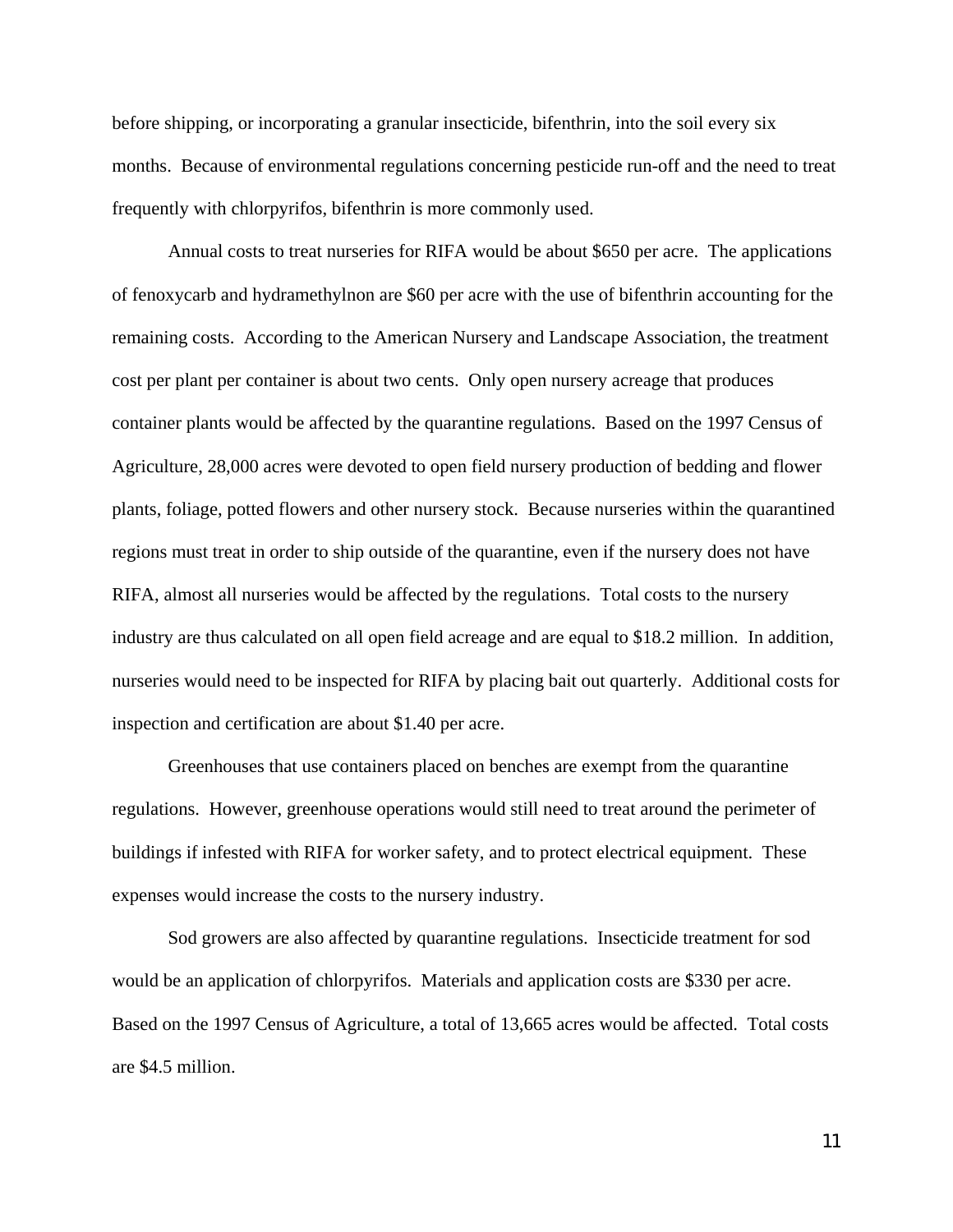before shipping, or incorporating a granular insecticide, bifenthrin, into the soil every six months. Because of environmental regulations concerning pesticide run-off and the need to treat frequently with chlorpyrifos, bifenthrin is more commonly used.

Annual costs to treat nurseries for RIFA would be about $650 per acre. The applications of fenoxycarb and hydramethylnon are $60 per acre with the use of bifenthrin accounting for the remaining costs. According to the American Nursery and Landscape Association, the treatment cost per plant per container is about two cents. Only open nursery acreage that produces container plants would be affected by the quarantine regulations. Based on the 1997 Census of Agriculture, 28,000 acres were devoted to open field nursery production of bedding and flower plants, foliage, potted flowers and other nursery stock. Because nurseries within the quarantined regions must treat in order to ship outside of the quarantine, even if the nursery does not have RIFA, almost all nurseries would be affected by the regulations. Total costs to the nursery industry are thus calculated on all open field acreage and are equal to $18.2 million. In addition, nurseries would need to be inspected for RIFA by placing bait out quarterly. Additional costs for inspection and certification are about $1.40 per acre.

Greenhouses that use containers placed on benches are exempt from the quarantine regulations. However, greenhouse operations would still need to treat around the perimeter of buildings if infested with RIFA for worker safety, and to protect electrical equipment. These expenses would increase the costs to the nursery industry.

Sod growers are also affected by quarantine regulations. Insecticide treatment for sod would be an application of chlorpyrifos. Materials and application costs are $330 per acre. Based on the 1997 Census of Agriculture, a total of 13,665 acres would be affected. Total costs are $4.5 million.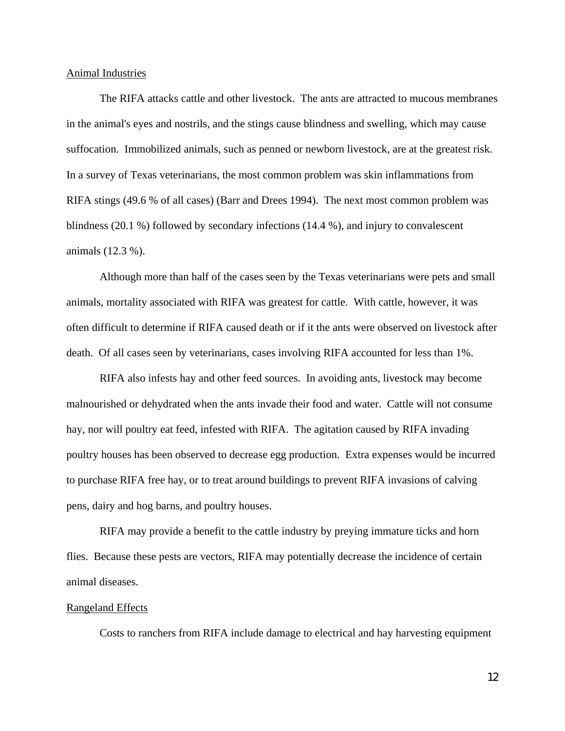Animal Industries

The RIFA attacks cattle and other livestock. The ants are attracted to mucous membranes in the animal's eyes and nostrils, and the stings cause blindness and swelling, which may cause suffocation. Immobilized animals, such as penned or newborn livestock, are at the greatest risk. In a survey of Texas veterinarians, the most common problem was skin inflammations from RIFA stings (49.6 % of all cases) (Barr and Drees 1994). The next most common problem was blindness (20.1 %) followed by secondary infections (14.4 %), and injury to convalescent animals (12.3 %).

Although more than half of the cases seen by the Texas veterinarians were pets and small animals, mortality associated with RIFA was greatest for cattle. With cattle, however, it was often difficult to determine if RIFA caused death or if it the ants were observed on livestock after death. Of all cases seen by veterinarians, cases involving RIFA accounted for less than 1%.

RIFA also infests hay and other feed sources. In avoiding ants, livestock may become malnourished or dehydrated when the ants invade their food and water. Cattle will not consume hay, nor will poultry eat feed, infested with RIFA. The agitation caused by RIFA invading poultry houses has been observed to decrease egg production. Extra expenses would be incurred to purchase RIFA free hay, or to treat around buildings to prevent RIFA invasions of calving pens, dairy and hog barns, and poultry houses.

RIFA may provide a benefit to the cattle industry by preying immature ticks and horn flies. Because these pests are vectors, RIFA may potentially decrease the incidence of certain animal diseases.

Rangeland Effects

Costs to ranchers from RIFA include damage to electrical and hay harvesting equipment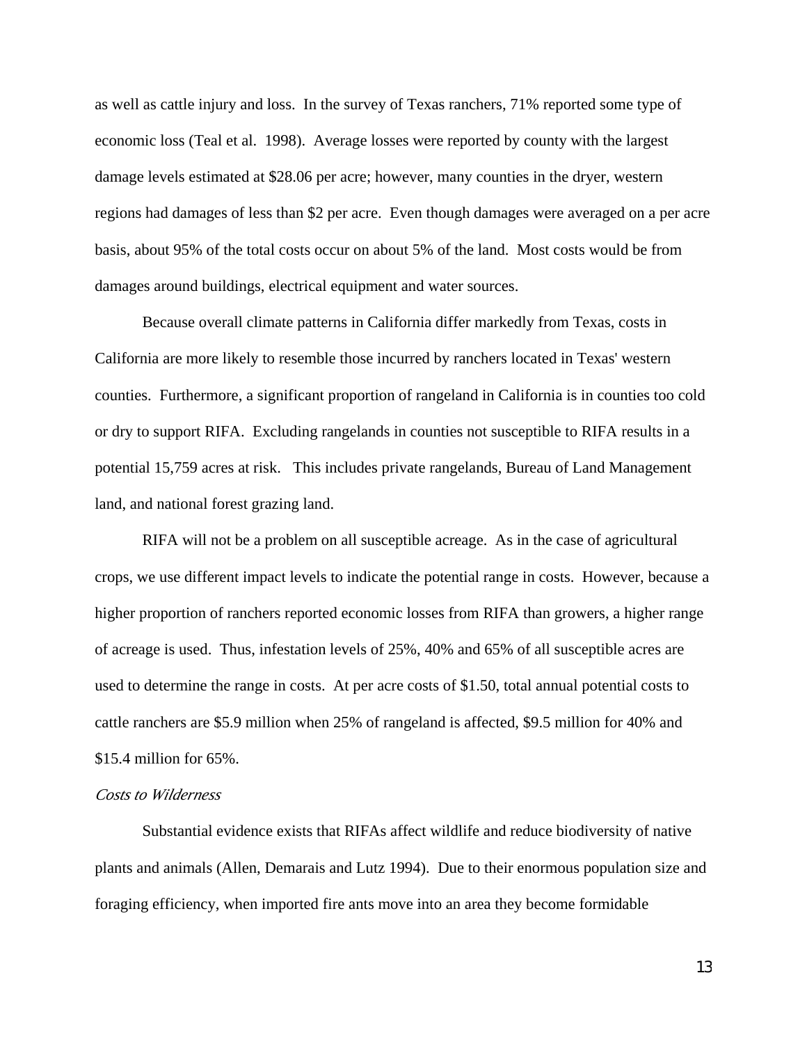as well as cattle injury and loss. In the survey of Texas ranchers, 71% reported some type of economic loss (Teal et al. 1998). Average losses were reported by county with the largest damage levels estimated at $28.06 per acre; however, many counties in the dryer, western regions had damages of less than $2 per acre. Even though damages were averaged on a per acre basis, about 95% of the total costs occur on about 5% of the land. Most costs would be from damages around buildings, electrical equipment and water sources.

Because overall climate patterns in California differ markedly from Texas, costs in California are more likely to resemble those incurred by ranchers located in Texas' western counties. Furthermore, a significant proportion of rangeland in California is in counties too cold or dry to support RIFA. Excluding rangelands in counties not susceptible to RIFA results in a potential 15,759 acres at risk. This includes private rangelands, Bureau of Land Management land, and national forest grazing land.

RIFA will not be a problem on all susceptible acreage. As in the case of agricultural crops, we use different impact levels to indicate the potential range in costs. However, because a higher proportion of ranchers reported economic losses from RIFA than growers, a higher range of acreage is used. Thus, infestation levels of 25%, 40% and 65% of all susceptible acres are used to determine the range in costs. At per acre costs of $1.50, total annual potential costs to cattle ranchers are $5.9 million when 25% of rangeland is affected, $9.5 million for 40% and $15.4 million for 65%.

*Costs to Wilderness*

Substantial evidence exists that RIFAs affect wildlife and reduce biodiversity of native plants and animals (Allen, Demarais and Lutz 1994). Due to their enormous population size and foraging efficiency, when imported fire ants move into an area they become formidable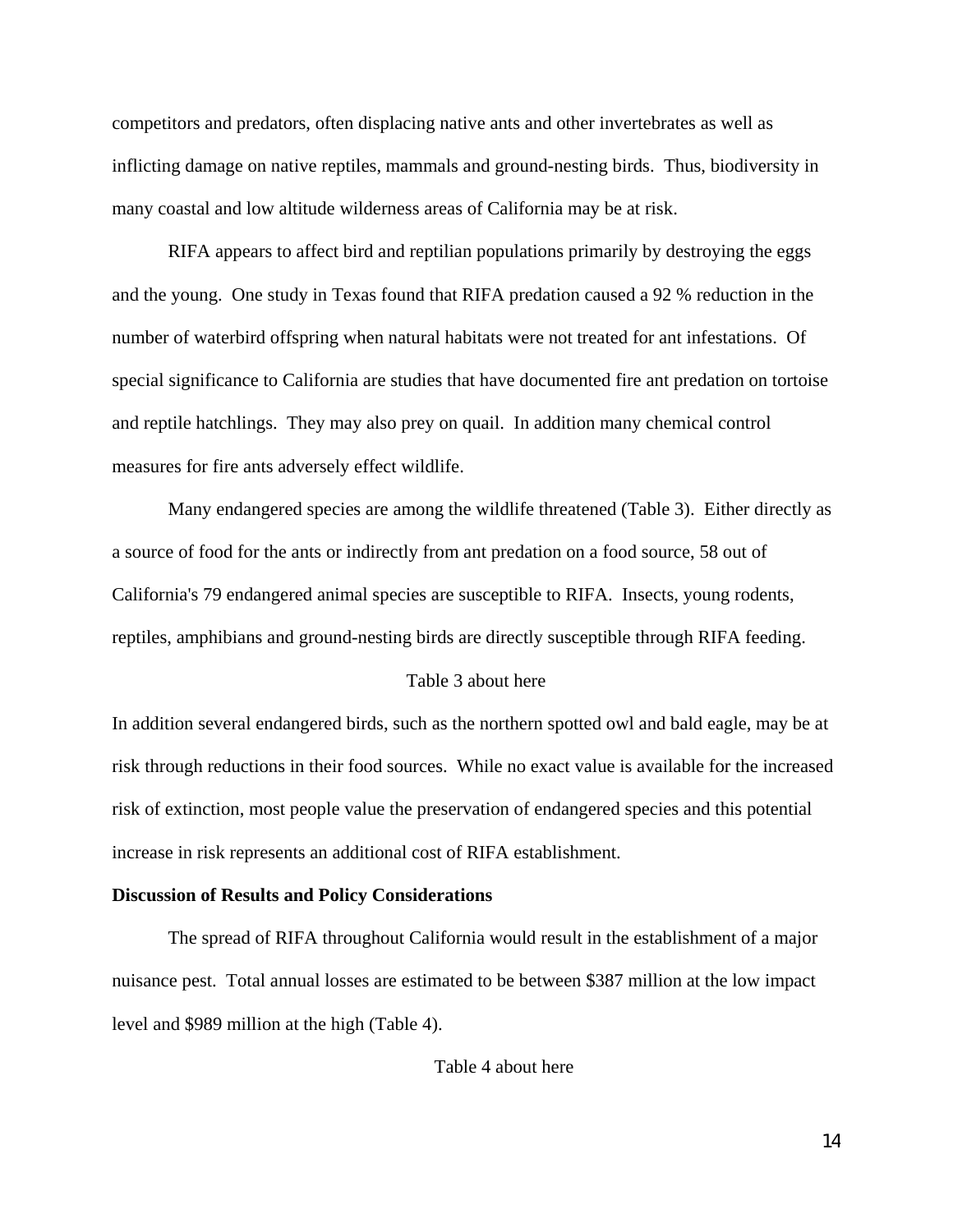competitors and predators, often displacing native ants and other invertebrates as well as inflicting damage on native reptiles, mammals and ground-nesting birds. Thus, biodiversity in many coastal and low altitude wilderness areas of California may be at risk.

RIFA appears to affect bird and reptilian populations primarily by destroying the eggs and the young. One study in Texas found that RIFA predation caused a 92 % reduction in the number of waterbird offspring when natural habitats were not treated for ant infestations. Of special significance to California are studies that have documented fire ant predation on tortoise and reptile hatchlings. They may also prey on quail. In addition many chemical control measures for fire ants adversely effect wildlife.

Many endangered species are among the wildlife threatened (Table 3). Either directly as a source of food for the ants or indirectly from ant predation on a food source, 58 out of California's 79 endangered animal species are susceptible to RIFA. Insects, young rodents, reptiles, amphibians and ground-nesting birds are directly susceptible through RIFA feeding.

Table 3 about here

In addition several endangered birds, such as the northern spotted owl and bald eagle, may be at risk through reductions in their food sources. While no exact value is available for the increased risk of extinction, most people value the preservation of endangered species and this potential increase in risk represents an additional cost of RIFA establishment.

**Discussion of Results and Policy Considerations**

The spread of RIFA throughout California would result in the establishment of a major nuisance pest. Total annual losses are estimated to be between $387 million at the low impact level and $989 million at the high (Table 4).

Table 4 about here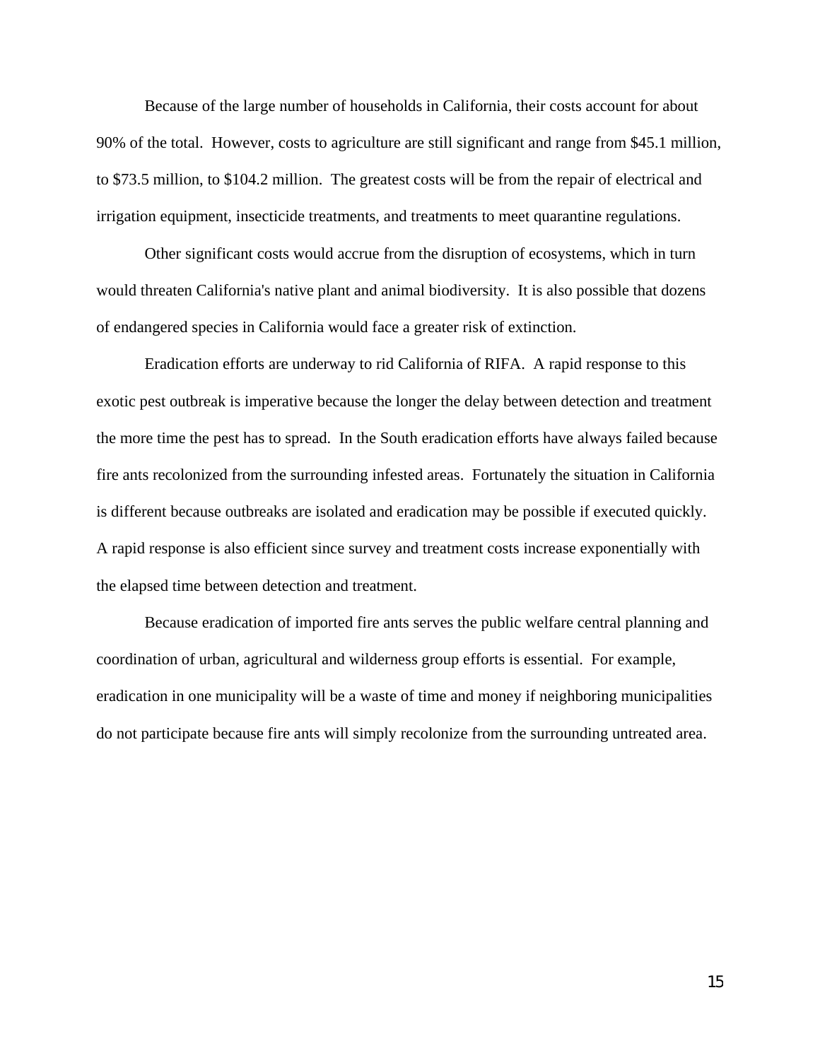Because of the large number of households in California, their costs account for about 90% of the total. However, costs to agriculture are still significant and range from $45.1 million, to $73.5 million, to $104.2 million. The greatest costs will be from the repair of electrical and irrigation equipment, insecticide treatments, and treatments to meet quarantine regulations.

Other significant costs would accrue from the disruption of ecosystems, which in turn would threaten California's native plant and animal biodiversity. It is also possible that dozens of endangered species in California would face a greater risk of extinction.

Eradication efforts are underway to rid California of RIFA. A rapid response to this exotic pest outbreak is imperative because the longer the delay between detection and treatment the more time the pest has to spread. In the South eradication efforts have always failed because fire ants recolonized from the surrounding infested areas. Fortunately the situation in California is different because outbreaks are isolated and eradication may be possible if executed quickly. A rapid response is also efficient since survey and treatment costs increase exponentially with the elapsed time between detection and treatment.

Because eradication of imported fire ants serves the public welfare central planning and coordination of urban, agricultural and wilderness group efforts is essential. For example, eradication in one municipality will be a waste of time and money if neighboring municipalities do not participate because fire ants will simply recolonize from the surrounding untreated area.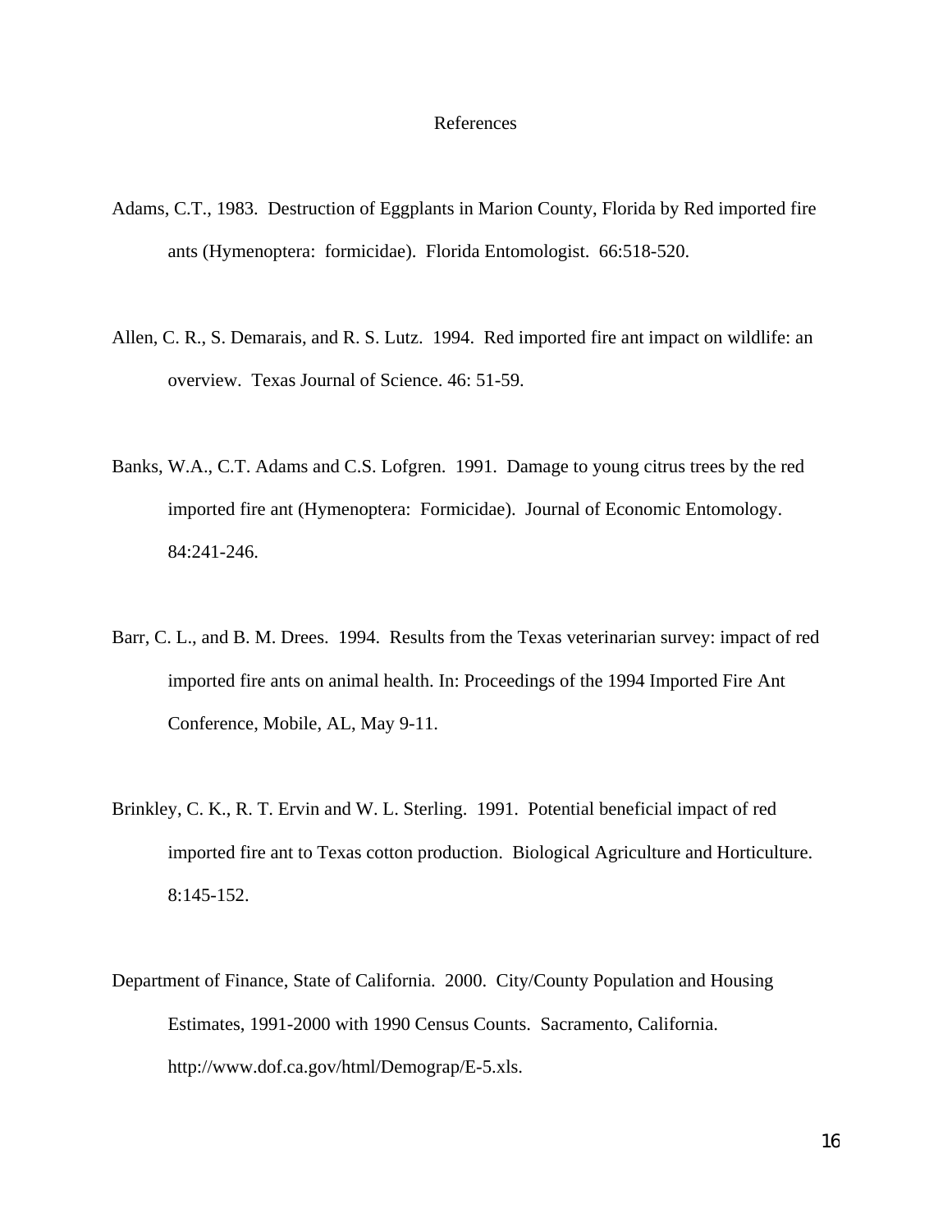# References

Adams, C.T., 1983. Destruction of Eggplants in Marion County, Florida by Red imported fire ants (Hymenoptera: formicidae). Florida Entomologist. 66:518-520.

Allen, C. R., S. Demarais, and R. S. Lutz. 1994. Red imported fire ant impact on wildlife: an overview. Texas Journal of Science. 46: 51-59.

Banks, W.A., C.T. Adams and C.S. Lofgren. 1991. Damage to young citrus trees by the red imported fire ant (Hymenoptera: Formicidae). Journal of Economic Entomology. 84:241-246.

Barr, C. L., and B. M. Drees. 1994. Results from the Texas veterinarian survey: impact of red imported fire ants on animal health. In: Proceedings of the 1994 Imported Fire Ant Conference, Mobile, AL, May 9-11.

Brinkley, C. K., R. T. Ervin and W. L. Sterling. 1991. Potential beneficial impact of red imported fire ant to Texas cotton production. Biological Agriculture and Horticulture. 8:145-152.

Department of Finance, State of California. 2000. City/County Population and Housing Estimates, 1991-2000 with 1990 Census Counts. Sacramento, California. http://www.dof.ca.gov/html/Demograp/E-5.xls.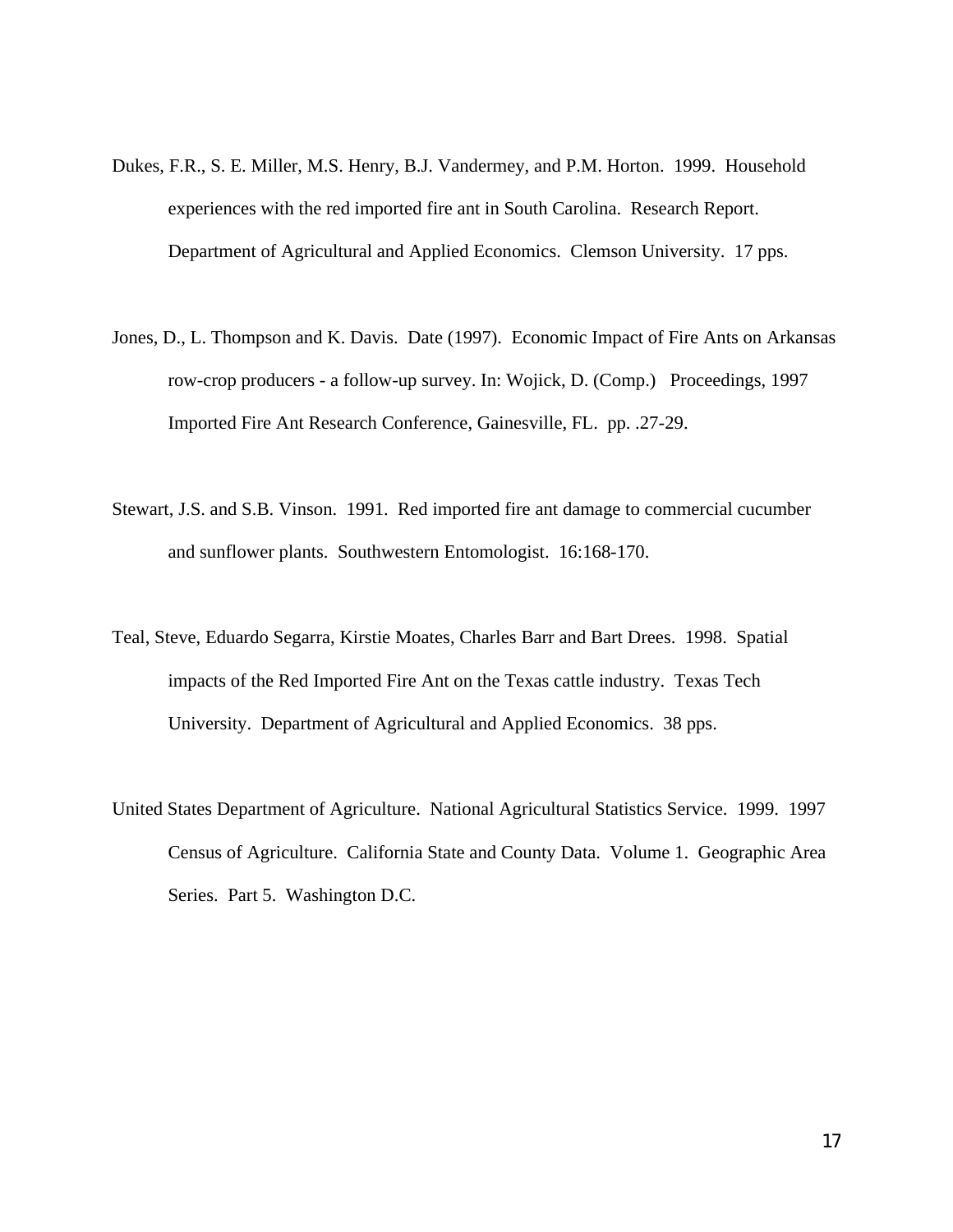Dukes, F.R., S. E. Miller, M.S. Henry, B.J. Vandermey, and P.M. Horton. 1999. Household experiences with the red imported fire ant in South Carolina. Research Report. Department of Agricultural and Applied Economics. Clemson University. 17 pps.

Jones, D., L. Thompson and K. Davis. Date (1997). Economic Impact of Fire Ants on Arkansas row-crop producers - a follow-up survey. In: Wojick, D. (Comp.) Proceedings, 1997 Imported Fire Ant Research Conference, Gainesville, FL. pp. .27-29.

Stewart, J.S. and S.B. Vinson. 1991. Red imported fire ant damage to commercial cucumber and sunflower plants. Southwestern Entomologist. 16:168-170.

Teal, Steve, Eduardo Segarra, Kirstie Moates, Charles Barr and Bart Drees. 1998. Spatial impacts of the Red Imported Fire Ant on the Texas cattle industry. Texas Tech University. Department of Agricultural and Applied Economics. 38 pps.

United States Department of Agriculture. National Agricultural Statistics Service. 1999. 1997 Census of Agriculture. California State and County Data. Volume 1. Geographic Area Series. Part 5. Washington D.C.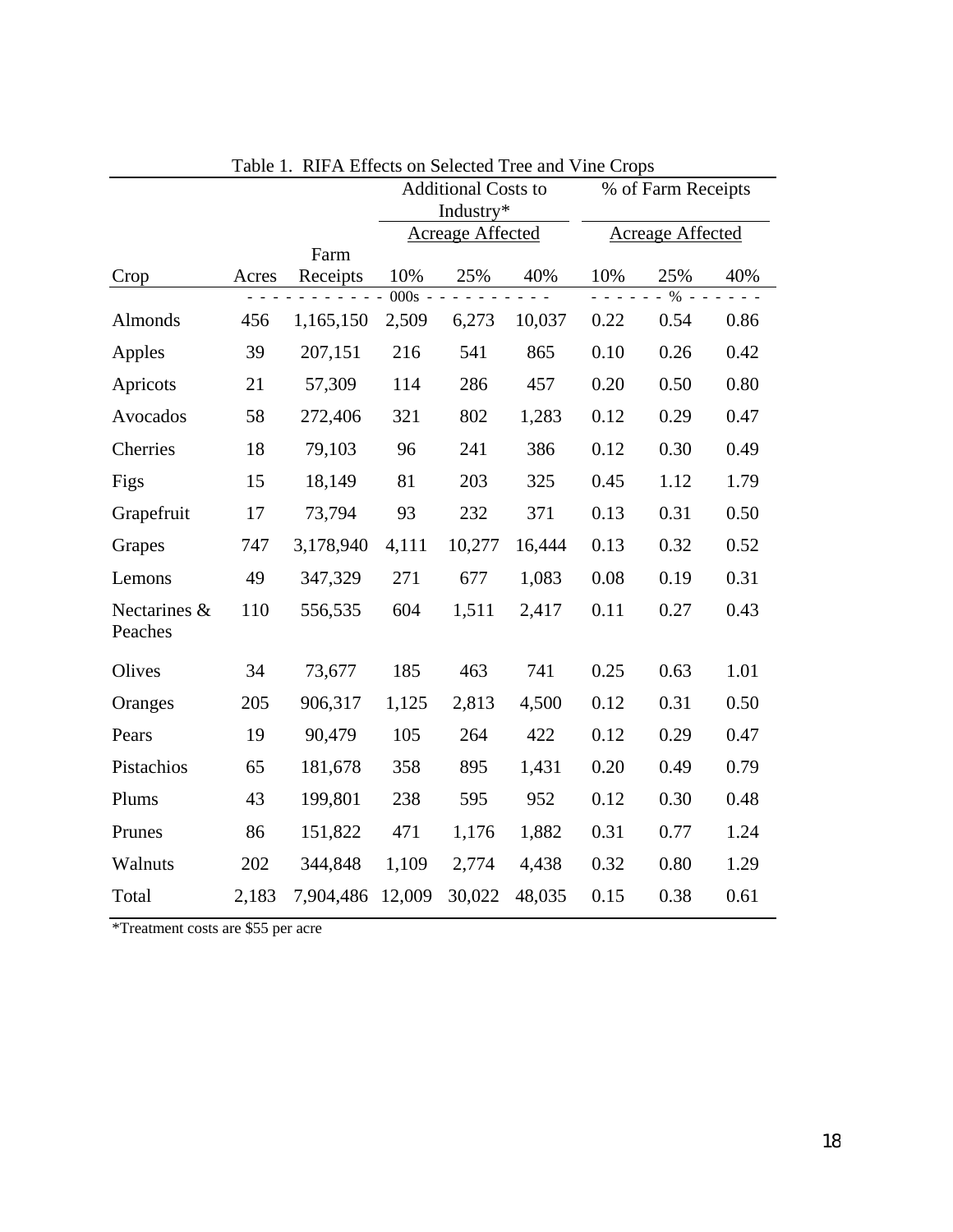Table 1. RIFA Effects on Selected Tree and Vine Crops

| Crop | Acres | Farm Receipts | Additional Costs to Industry* | | | % of Farm Receipts | | |
|---|---|---|---|---|---|---|---|---|
| | | | Acreage Affected | | | Acreage Affected | | |
| | | | 10% | 25% | 40% | 10% | 25% | 40% |
| | - - - - - - - - - - - | - - 000s - - | - - - - - - - - - - | | | - - - - - - % - - - - - - | | |
| Almonds | 456 | 1,165,150 | 2,509 | 6,273 | 10,037 | 0.22 | 0.54 | 0.86 |
| Apples | 39 | 207,151 | 216 | 541 | 865 | 0.10 | 0.26 | 0.42 |
| Apricots | 21 | 57,309 | 114 | 286 | 457 | 0.20 | 0.50 | 0.80 |
| Avocados | 58 | 272,406 | 321 | 802 | 1,283 | 0.12 | 0.29 | 0.47 |
| Cherries | 18 | 79,103 | 96 | 241 | 386 | 0.12 | 0.30 | 0.49 |
| Figs | 15 | 18,149 | 81 | 203 | 325 | 0.45 | 1.12 | 1.79 |
| Grapefruit | 17 | 73,794 | 93 | 232 | 371 | 0.13 | 0.31 | 0.50 |
| Grapes | 747 | 3,178,940 | 4,111 | 10,277 | 16,444 | 0.13 | 0.32 | 0.52 |
| Lemons | 49 | 347,329 | 271 | 677 | 1,083 | 0.08 | 0.19 | 0.31 |
| Nectarines & Peaches | 110 | 556,535 | 604 | 1,511 | 2,417 | 0.11 | 0.27 | 0.43 |
| Olives | 34 | 73,677 | 185 | 463 | 741 | 0.25 | 0.63 | 1.01 |
| Oranges | 205 | 906,317 | 1,125 | 2,813 | 4,500 | 0.12 | 0.31 | 0.50 |
| Pears | 19 | 90,479 | 105 | 264 | 422 | 0.12 | 0.29 | 0.47 |
| Pistachios | 65 | 181,678 | 358 | 895 | 1,431 | 0.20 | 0.49 | 0.79 |
| Plums | 43 | 199,801 | 238 | 595 | 952 | 0.12 | 0.30 | 0.48 |
| Prunes | 86 | 151,822 | 471 | 1,176 | 1,882 | 0.31 | 0.77 | 1.24 |
| Walnuts | 202 | 344,848 | 1,109 | 2,774 | 4,438 | 0.32 | 0.80 | 1.29 |
| Total | 2,183 | 7,904,486 | 12,009 | 30,022 | 48,035 | 0.15 | 0.38 | 0.61 |

*Treatment costs are $55 per acre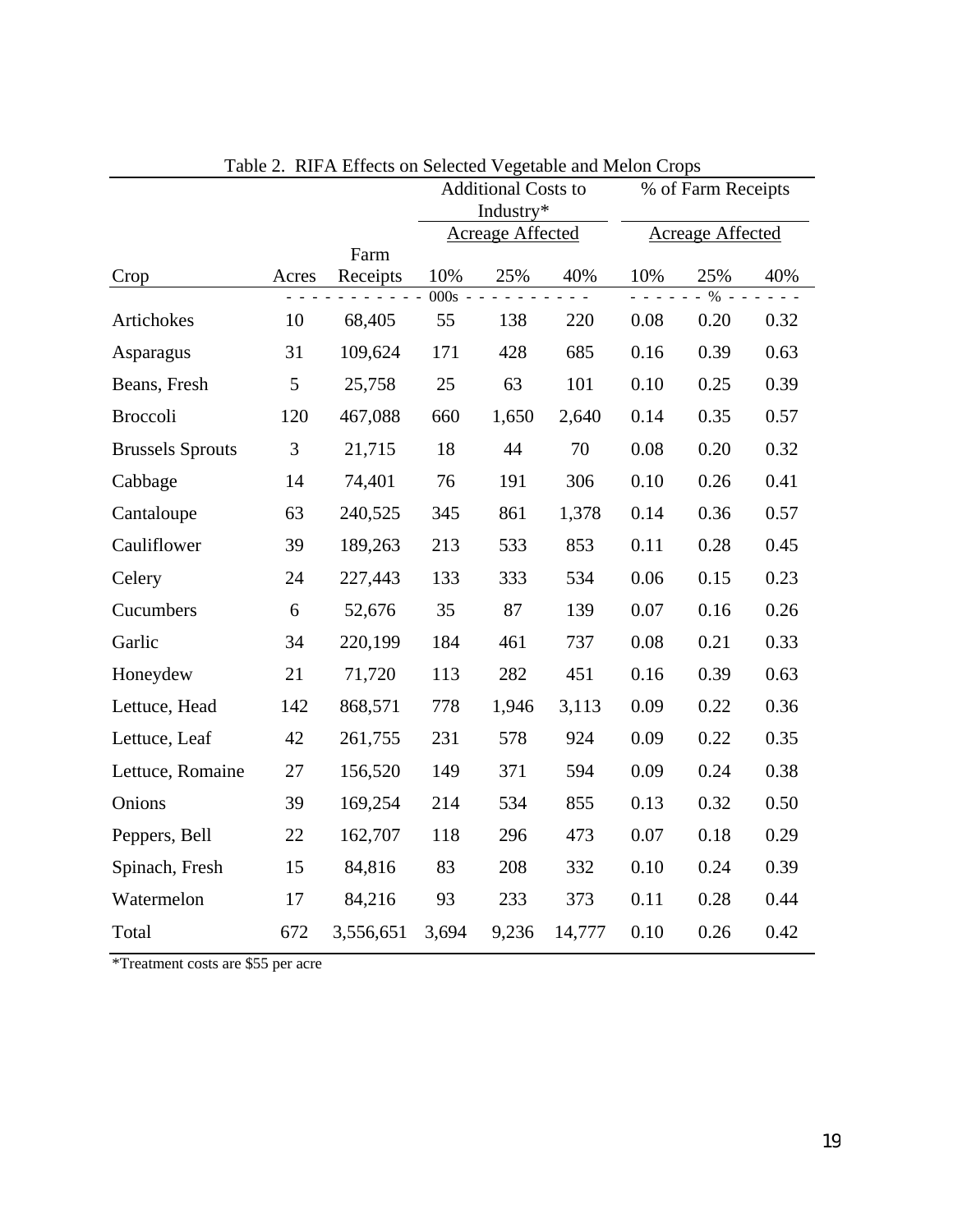Table 2. RIFA Effects on Selected Vegetable and Melon Crops

| Crop | Acres | Farm Receipts | Additional Costs to Industry* | | | % of Farm Receipts | | |
|---|---|---|---|---|---|---|---|---|
| | | | Acreage Affected | | | Acreage Affected | | |
| | | | 10% | 25% | 40% | 10% | 25% | 40% |
| | - - - - - - | - - - - - - | 000s - - - - | - - - - | - - - - | - - - - | % - - - | - - - - |
| Artichokes | 10 | 68,405 | 55 | 138 | 220 | 0.08 | 0.20 | 0.32 |
| Asparagus | 31 | 109,624 | 171 | 428 | 685 | 0.16 | 0.39 | 0.63 |
| Beans, Fresh | 5 | 25,758 | 25 | 63 | 101 | 0.10 | 0.25 | 0.39 |
| Broccoli | 120 | 467,088 | 660 | 1,650 | 2,640 | 0.14 | 0.35 | 0.57 |
| Brussels Sprouts | 3 | 21,715 | 18 | 44 | 70 | 0.08 | 0.20 | 0.32 |
| Cabbage | 14 | 74,401 | 76 | 191 | 306 | 0.10 | 0.26 | 0.41 |
| Cantaloupe | 63 | 240,525 | 345 | 861 | 1,378 | 0.14 | 0.36 | 0.57 |
| Cauliflower | 39 | 189,263 | 213 | 533 | 853 | 0.11 | 0.28 | 0.45 |
| Celery | 24 | 227,443 | 133 | 333 | 534 | 0.06 | 0.15 | 0.23 |
| Cucumbers | 6 | 52,676 | 35 | 87 | 139 | 0.07 | 0.16 | 0.26 |
| Garlic | 34 | 220,199 | 184 | 461 | 737 | 0.08 | 0.21 | 0.33 |
| Honeydew | 21 | 71,720 | 113 | 282 | 451 | 0.16 | 0.39 | 0.63 |
| Lettuce, Head | 142 | 868,571 | 778 | 1,946 | 3,113 | 0.09 | 0.22 | 0.36 |
| Lettuce, Leaf | 42 | 261,755 | 231 | 578 | 924 | 0.09 | 0.22 | 0.35 |
| Lettuce, Romaine | 27 | 156,520 | 149 | 371 | 594 | 0.09 | 0.24 | 0.38 |
| Onions | 39 | 169,254 | 214 | 534 | 855 | 0.13 | 0.32 | 0.50 |
| Peppers, Bell | 22 | 162,707 | 118 | 296 | 473 | 0.07 | 0.18 | 0.29 |
| Spinach, Fresh | 15 | 84,816 | 83 | 208 | 332 | 0.10 | 0.24 | 0.39 |
| Watermelon | 17 | 84,216 | 93 | 233 | 373 | 0.11 | 0.28 | 0.44 |
| Total | 672 | 3,556,651 | 3,694 | 9,236 | 14,777 | 0.10 | 0.26 | 0.42 |

*Treatment costs are $55 per acre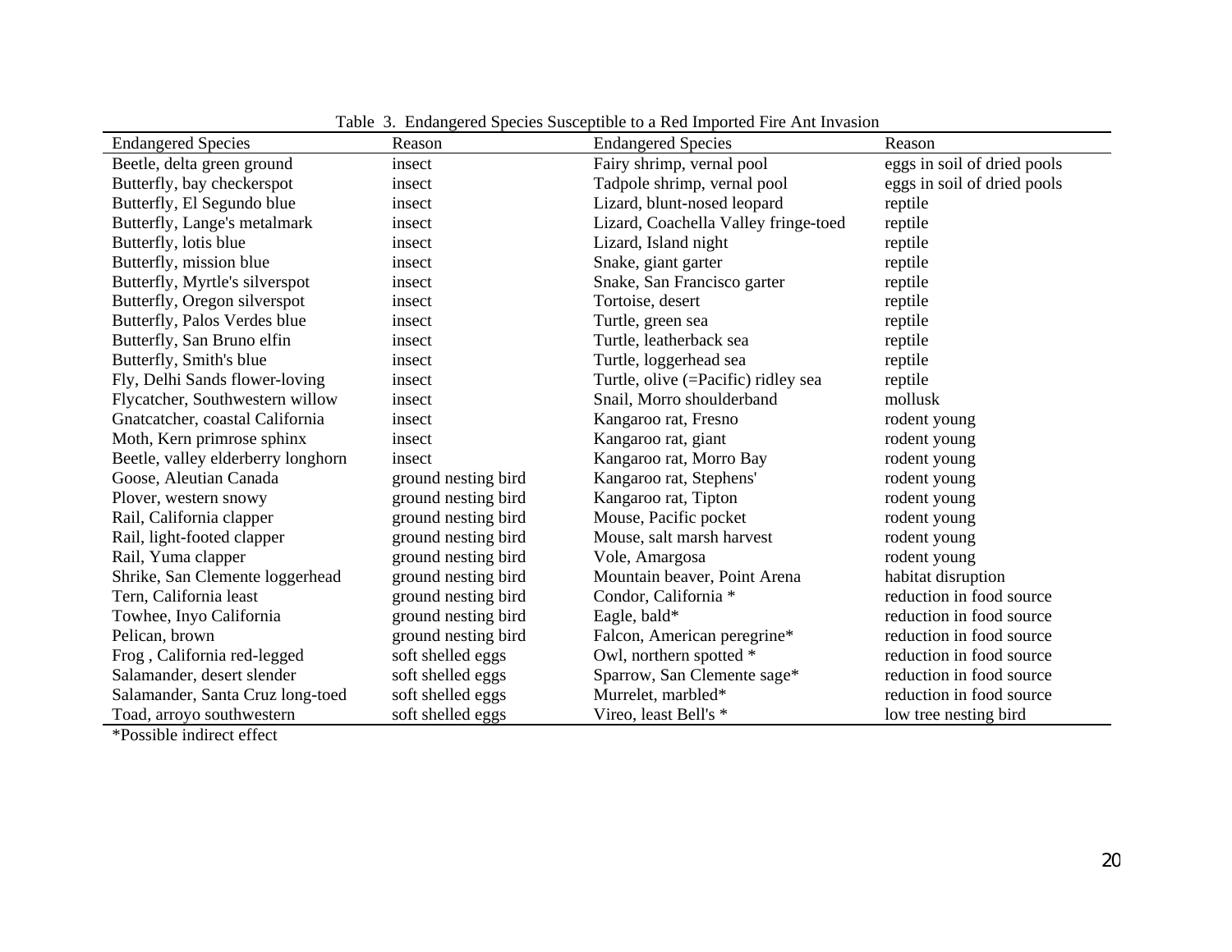Table 3. Endangered Species Susceptible to a Red Imported Fire Ant Invasion

| Endangered Species | Reason | Endangered Species | Reason |
|---|---|---|---|
| Beetle, delta green ground | insect | Fairy shrimp, vernal pool | eggs in soil of dried pools |
| Butterfly, bay checkerspot | insect | Tadpole shrimp, vernal pool | eggs in soil of dried pools |
| Butterfly, El Segundo blue | insect | Lizard, blunt-nosed leopard | reptile |
| Butterfly, Lange's metalmark | insect | Lizard, Coachella Valley fringe-toed | reptile |
| Butterfly, lotis blue | insect | Lizard, Island night | reptile |
| Butterfly, mission blue | insect | Snake, giant garter | reptile |
| Butterfly, Myrtle's silverspot | insect | Snake, San Francisco garter | reptile |
| Butterfly, Oregon silverspot | insect | Tortoise, desert | reptile |
| Butterfly, Palos Verdes blue | insect | Turtle, green sea | reptile |
| Butterfly, San Bruno elfin | insect | Turtle, leatherback sea | reptile |
| Butterfly, Smith's blue | insect | Turtle, loggerhead sea | reptile |
| Fly, Delhi Sands flower-loving | insect | Turtle, olive (=Pacific) ridley sea | reptile |
| Flycatcher, Southwestern willow | insect | Snail, Morro shoulderband | mollusk |
| Gnatcatcher, coastal California | insect | Kangaroo rat, Fresno | rodent young |
| Moth, Kern primrose sphinx | insect | Kangaroo rat, giant | rodent young |
| Beetle, valley elderberry longhorn | insect | Kangaroo rat, Morro Bay | rodent young |
| Goose, Aleutian Canada | ground nesting bird | Kangaroo rat, Stephens' | rodent young |
| Plover, western snowy | ground nesting bird | Kangaroo rat, Tipton | rodent young |
| Rail, California clapper | ground nesting bird | Mouse, Pacific pocket | rodent young |
| Rail, light-footed clapper | ground nesting bird | Mouse, salt marsh harvest | rodent young |
| Rail, Yuma clapper | ground nesting bird | Vole, Amargosa | rodent young |
| Shrike, San Clemente loggerhead | ground nesting bird | Mountain beaver, Point Arena | habitat disruption |
| Tern, California least | ground nesting bird | Condor, California * | reduction in food source |
| Towhee, Inyo California | ground nesting bird | Eagle, bald* | reduction in food source |
| Pelican, brown | ground nesting bird | Falcon, American peregrine* | reduction in food source |
| Frog , California red-legged | soft shelled eggs | Owl, northern spotted * | reduction in food source |
| Salamander, desert slender | soft shelled eggs | Sparrow, San Clemente sage* | reduction in food source |
| Salamander, Santa Cruz long-toed | soft shelled eggs | Murrelet, marbled* | reduction in food source |
| Toad, arroyo southwestern | soft shelled eggs | Vireo, least Bell's * | low tree nesting bird |

*Possible indirect effect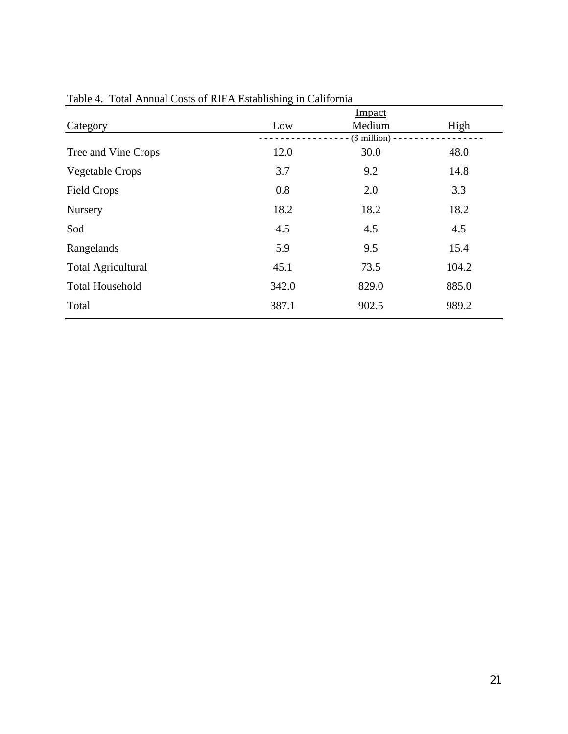Table 4. Total Annual Costs of RIFA Establishing in California

| Category | Impact | | |
|---|---|---|---|
| | Low | Medium | High |
| | ($ million) | | |
| Tree and Vine Crops | 12.0 | 30.0 | 48.0 |
| Vegetable Crops | 3.7 | 9.2 | 14.8 |
| Field Crops | 0.8 | 2.0 | 3.3 |
| Nursery | 18.2 | 18.2 | 18.2 |
| Sod | 4.5 | 4.5 | 4.5 |
| Rangelands | 5.9 | 9.5 | 15.4 |
| Total Agricultural | 45.1 | 73.5 | 104.2 |
| Total Household | 342.0 | 829.0 | 885.0 |
| Total | 387.1 | 902.5 | 989.2 |